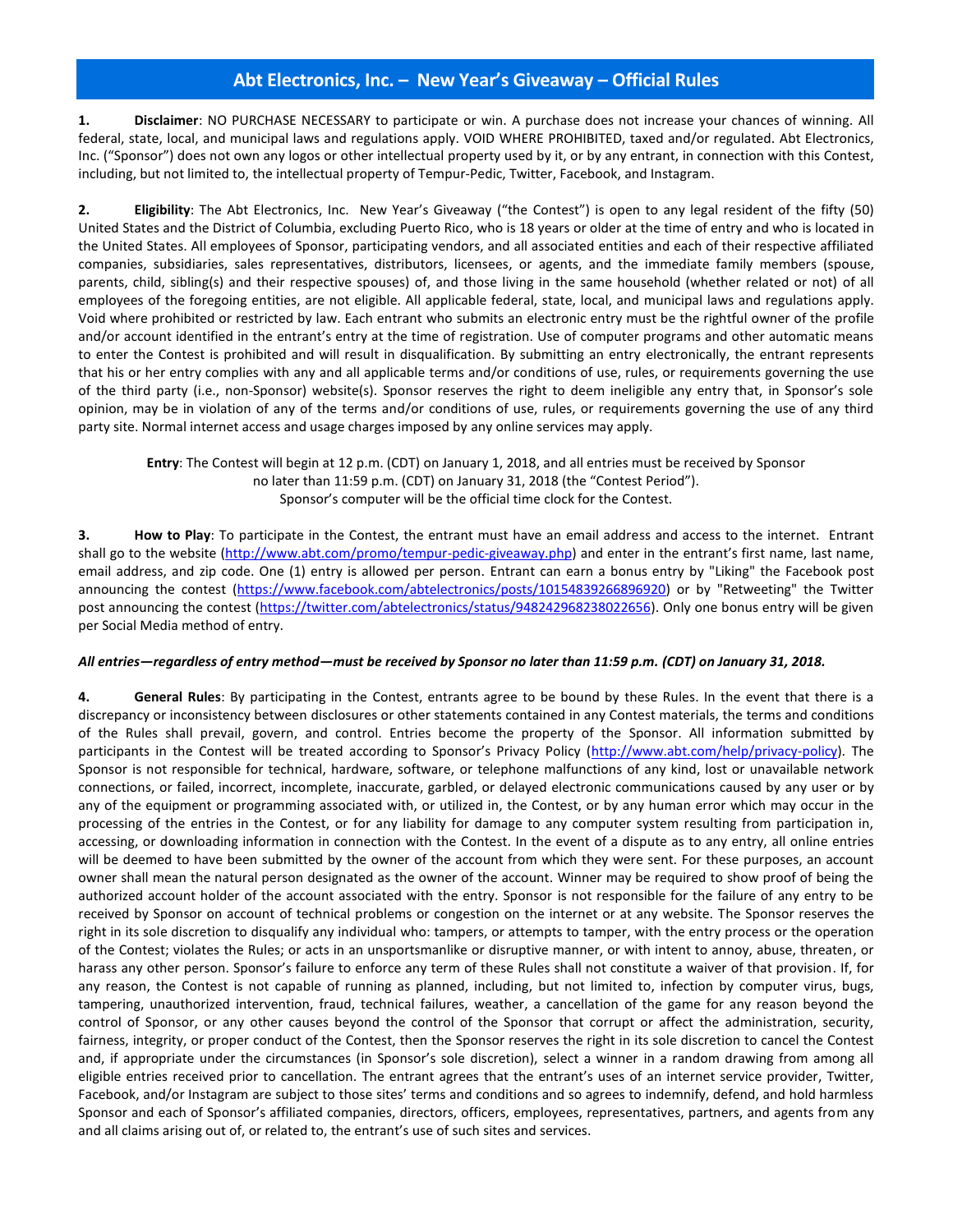# Abt Electronics, Inc. – New Year's Giveaway – Official Rules

**1. Disclaimer**: NO PURCHASE NECESSARY to participate or win. A purchase does not increase your chances of winning. All federal, state, local, and municipal laws and regulations apply. VOID WHERE PROHIBITED, taxed and/or regulated. Abt Electronics, Inc. ("Sponsor") does not own any logos or other intellectual property used by it, or by any entrant, in connection with this Contest, including, but not limited to, the intellectual property of Tempur-Pedic, Twitter, Facebook, and Instagram.

**2. Eligibility**: The Abt Electronics, Inc. New Year's Giveaway ("the Contest") is open to any legal resident of the fifty (50) United States and the District of Columbia, excluding Puerto Rico, who is 18 years or older at the time of entry and who is located in the United States. All employees of Sponsor, participating vendors, and all associated entities and each of their respective affiliated companies, subsidiaries, sales representatives, distributors, licensees, or agents, and the immediate family members (spouse, parents, child, sibling(s) and their respective spouses) of, and those living in the same household (whether related or not) of all employees of the foregoing entities, are not eligible. All applicable federal, state, local, and municipal laws and regulations apply. Void where prohibited or restricted by law. Each entrant who submits an electronic entry must be the rightful owner of the profile and/or account identified in the entrant's entry at the time of registration. Use of computer programs and other automatic means to enter the Contest is prohibited and will result in disqualification. By submitting an entry electronically, the entrant represents that his or her entry complies with any and all applicable terms and/or conditions of use, rules, or requirements governing the use of the third party (i.e., non-Sponsor) website(s). Sponsor reserves the right to deem ineligible any entry that, in Sponsor's sole opinion, may be in violation of any of the terms and/or conditions of use, rules, or requirements governing the use of any third party site. Normal internet access and usage charges imposed by any online services may apply.

**Entry**: The Contest will begin at 12 p.m. (CDT) on January 1, 2018, and all entries must be received by Sponsor no later than 11:59 p.m. (CDT) on January 31, 2018 (the "Contest Period"). Sponsor's computer will be the official time clock for the Contest.

**3. How to Play**: To participate in the Contest, the entrant must have an email address and access to the internet. Entrant shall go to the website (http://www.abt.com/promo/tempur-pedic-giveaway.php) and enter in the entrant's first name, last name, email address, and zip code. One (1) entry is allowed per person. Entrant can earn a bonus entry by "Liking" the Facebook post announcing the contest (https://www.facebook.com/abtelectronics/posts/10154839266896920) or by "Retweeting" the Twitter post announcing the contest (https://twitter.com/abtelectronics/status/948242968238022656). Only one bonus entry will be given per Social Media method of entry.

***All entries—regardless of entry method—must be received by Sponsor no later than 11:59 p.m. (CDT) on January 31, 2018.***

**4. General Rules**: By participating in the Contest, entrants agree to be bound by these Rules. In the event that there is a discrepancy or inconsistency between disclosures or other statements contained in any Contest materials, the terms and conditions of the Rules shall prevail, govern, and control. Entries become the property of the Sponsor. All information submitted by participants in the Contest will be treated according to Sponsor's Privacy Policy (http://www.abt.com/help/privacy-policy). The Sponsor is not responsible for technical, hardware, software, or telephone malfunctions of any kind, lost or unavailable network connections, or failed, incorrect, incomplete, inaccurate, garbled, or delayed electronic communications caused by any user or by any of the equipment or programming associated with, or utilized in, the Contest, or by any human error which may occur in the processing of the entries in the Contest, or for any liability for damage to any computer system resulting from participation in, accessing, or downloading information in connection with the Contest. In the event of a dispute as to any entry, all online entries will be deemed to have been submitted by the owner of the account from which they were sent. For these purposes, an account owner shall mean the natural person designated as the owner of the account. Winner may be required to show proof of being the authorized account holder of the account associated with the entry. Sponsor is not responsible for the failure of any entry to be received by Sponsor on account of technical problems or congestion on the internet or at any website. The Sponsor reserves the right in its sole discretion to disqualify any individual who: tampers, or attempts to tamper, with the entry process or the operation of the Contest; violates the Rules; or acts in an unsportsmanlike or disruptive manner, or with intent to annoy, abuse, threaten, or harass any other person. Sponsor's failure to enforce any term of these Rules shall not constitute a waiver of that provision. If, for any reason, the Contest is not capable of running as planned, including, but not limited to, infection by computer virus, bugs, tampering, unauthorized intervention, fraud, technical failures, weather, a cancellation of the game for any reason beyond the control of Sponsor, or any other causes beyond the control of the Sponsor that corrupt or affect the administration, security, fairness, integrity, or proper conduct of the Contest, then the Sponsor reserves the right in its sole discretion to cancel the Contest and, if appropriate under the circumstances (in Sponsor's sole discretion), select a winner in a random drawing from among all eligible entries received prior to cancellation. The entrant agrees that the entrant's uses of an internet service provider, Twitter, Facebook, and/or Instagram are subject to those sites' terms and conditions and so agrees to indemnify, defend, and hold harmless Sponsor and each of Sponsor's affiliated companies, directors, officers, employees, representatives, partners, and agents from any and all claims arising out of, or related to, the entrant's use of such sites and services.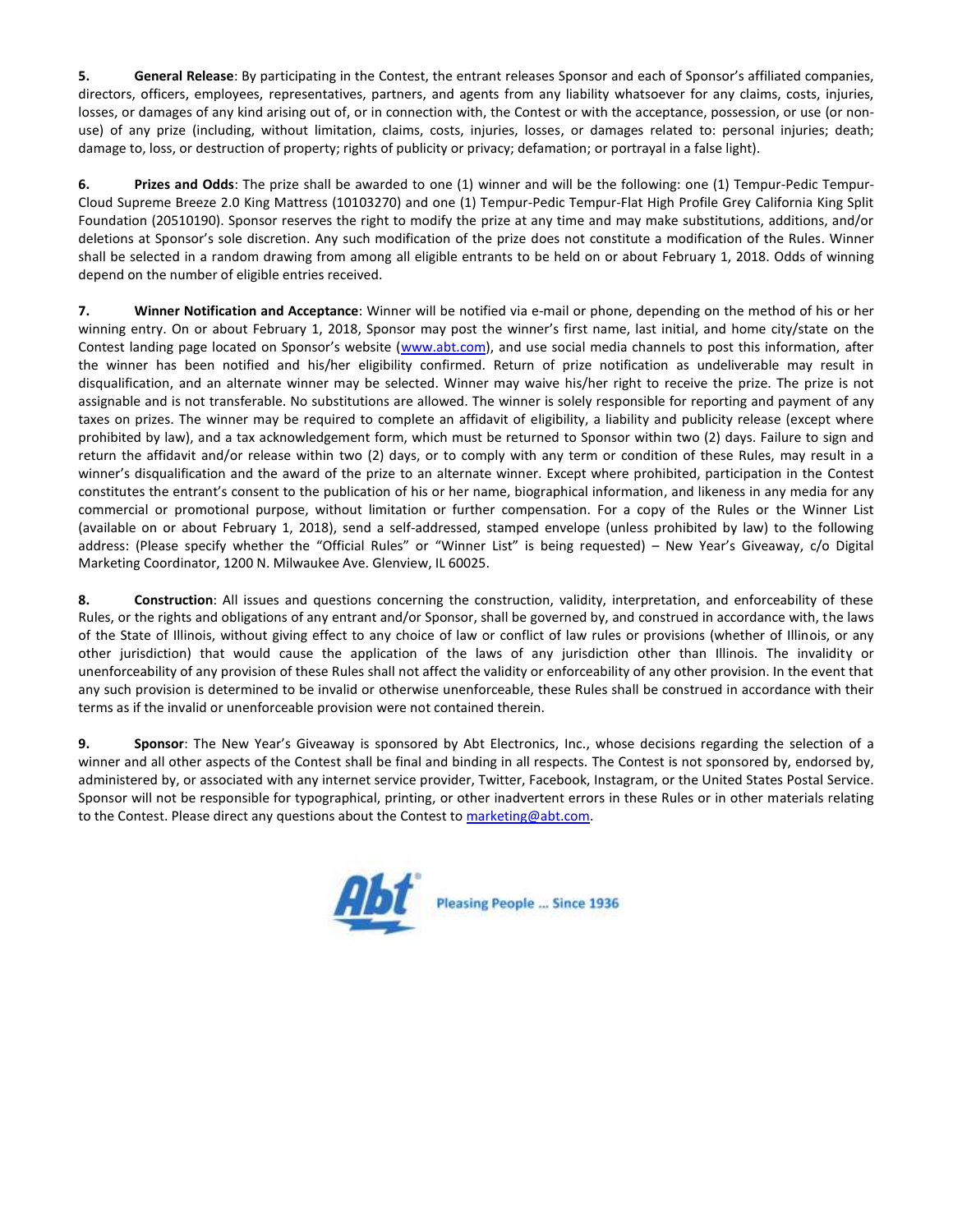**5. General Release**: By participating in the Contest, the entrant releases Sponsor and each of Sponsor's affiliated companies, directors, officers, employees, representatives, partners, and agents from any liability whatsoever for any claims, costs, injuries, losses, or damages of any kind arising out of, or in connection with, the Contest or with the acceptance, possession, or use (or non-use) of any prize (including, without limitation, claims, costs, injuries, losses, or damages related to: personal injuries; death; damage to, loss, or destruction of property; rights of publicity or privacy; defamation; or portrayal in a false light).

**6. Prizes and Odds**: The prize shall be awarded to one (1) winner and will be the following: one (1) Tempur-Pedic Tempur-Cloud Supreme Breeze 2.0 King Mattress (10103270) and one (1) Tempur-Pedic Tempur-Flat High Profile Grey California King Split Foundation (20510190). Sponsor reserves the right to modify the prize at any time and may make substitutions, additions, and/or deletions at Sponsor's sole discretion. Any such modification of the prize does not constitute a modification of the Rules. Winner shall be selected in a random drawing from among all eligible entrants to be held on or about February 1, 2018. Odds of winning depend on the number of eligible entries received.

**7. Winner Notification and Acceptance**: Winner will be notified via e-mail or phone, depending on the method of his or her winning entry. On or about February 1, 2018, Sponsor may post the winner's first name, last initial, and home city/state on the Contest landing page located on Sponsor's website (www.abt.com), and use social media channels to post this information, after the winner has been notified and his/her eligibility confirmed. Return of prize notification as undeliverable may result in disqualification, and an alternate winner may be selected. Winner may waive his/her right to receive the prize. The prize is not assignable and is not transferable. No substitutions are allowed. The winner is solely responsible for reporting and payment of any taxes on prizes. The winner may be required to complete an affidavit of eligibility, a liability and publicity release (except where prohibited by law), and a tax acknowledgement form, which must be returned to Sponsor within two (2) days. Failure to sign and return the affidavit and/or release within two (2) days, or to comply with any term or condition of these Rules, may result in a winner's disqualification and the award of the prize to an alternate winner. Except where prohibited, participation in the Contest constitutes the entrant's consent to the publication of his or her name, biographical information, and likeness in any media for any commercial or promotional purpose, without limitation or further compensation. For a copy of the Rules or the Winner List (available on or about February 1, 2018), send a self-addressed, stamped envelope (unless prohibited by law) to the following address: (Please specify whether the "Official Rules" or "Winner List" is being requested) – New Year's Giveaway, c/o Digital Marketing Coordinator, 1200 N. Milwaukee Ave. Glenview, IL 60025.

**8. Construction**: All issues and questions concerning the construction, validity, interpretation, and enforceability of these Rules, or the rights and obligations of any entrant and/or Sponsor, shall be governed by, and construed in accordance with, the laws of the State of Illinois, without giving effect to any choice of law or conflict of law rules or provisions (whether of Illinois, or any other jurisdiction) that would cause the application of the laws of any jurisdiction other than Illinois. The invalidity or unenforceability of any provision of these Rules shall not affect the validity or enforceability of any other provision. In the event that any such provision is determined to be invalid or otherwise unenforceable, these Rules shall be construed in accordance with their terms as if the invalid or unenforceable provision were not contained therein.

**9. Sponsor**: The New Year's Giveaway is sponsored by Abt Electronics, Inc., whose decisions regarding the selection of a winner and all other aspects of the Contest shall be final and binding in all respects. The Contest is not sponsored by, endorsed by, administered by, or associated with any internet service provider, Twitter, Facebook, Instagram, or the United States Postal Service. Sponsor will not be responsible for typographical, printing, or other inadvertent errors in these Rules or in other materials relating to the Contest. Please direct any questions about the Contest to marketing@abt.com.

Abt — Pleasing People ... Since 1936